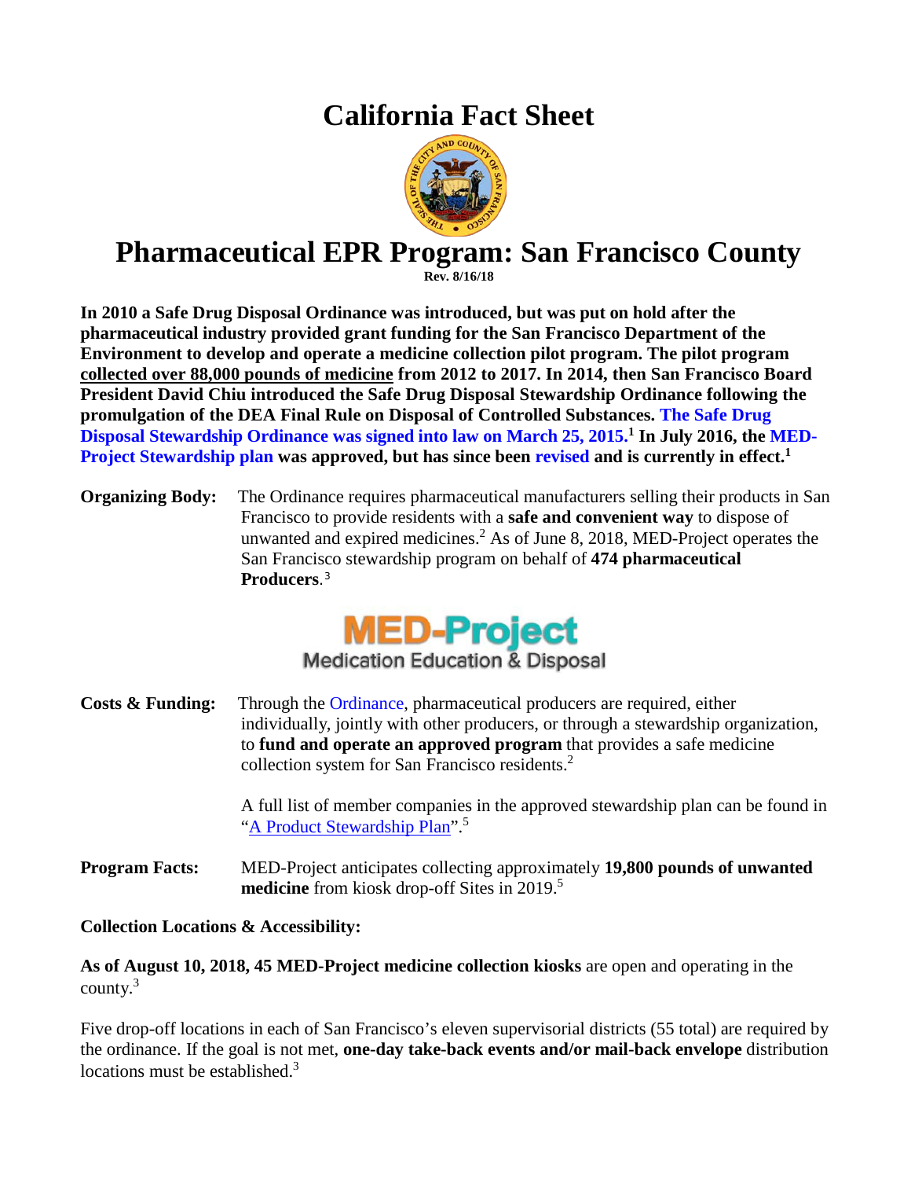# California Fact Sheet

# Pharmaceutical EPR Program: San Francisco County

**Rev. 8/16/18**

**In 2010 a Safe Drug Disposal Ordinance was introduced, but was put on hold after the pharmaceutical industry provided grant funding for the San Francisco Department of the Environment to develop and operate a medicine collection pilot program. The pilot program collected over 88,000 pounds of medicine from 2012 to 2017. In 2014, then San Francisco Board President David Chiu introduced the Safe Drug Disposal Stewardship Ordinance following the promulgation of the DEA Final Rule on Disposal of Controlled Substances. The Safe Drug Disposal Stewardship Ordinance was signed into law on March 25, 2015.[1] In July 2016, the MED-Project Stewardship plan was approved, but has since been revised and is currently in effect.[1]**

**Organizing Body:** The Ordinance requires pharmaceutical manufacturers selling their products in San Francisco to provide residents with a **safe and convenient way** to dispose of unwanted and expired medicines.[2] As of June 8, 2018, MED-Project operates the San Francisco stewardship program on behalf of **474 pharmaceutical Producers**.[3]

MED-Project
Medication Education & Disposal

**Costs & Funding:** Through the Ordinance, pharmaceutical producers are required, either individually, jointly with other producers, or through a stewardship organization, to **fund and operate an approved program** that provides a safe medicine collection system for San Francisco residents.[2]

A full list of member companies in the approved stewardship plan can be found in "A Product Stewardship Plan".[5]

**Program Facts:** MED-Project anticipates collecting approximately **19,800 pounds of unwanted medicine** from kiosk drop-off Sites in 2019.[5]

**Collection Locations & Accessibility:**

**As of August 10, 2018, 45 MED-Project medicine collection kiosks** are open and operating in the county.[3]

Five drop-off locations in each of San Francisco's eleven supervisorial districts (55 total) are required by the ordinance. If the goal is not met, **one-day take-back events and/or mail-back envelope** distribution locations must be established.[3]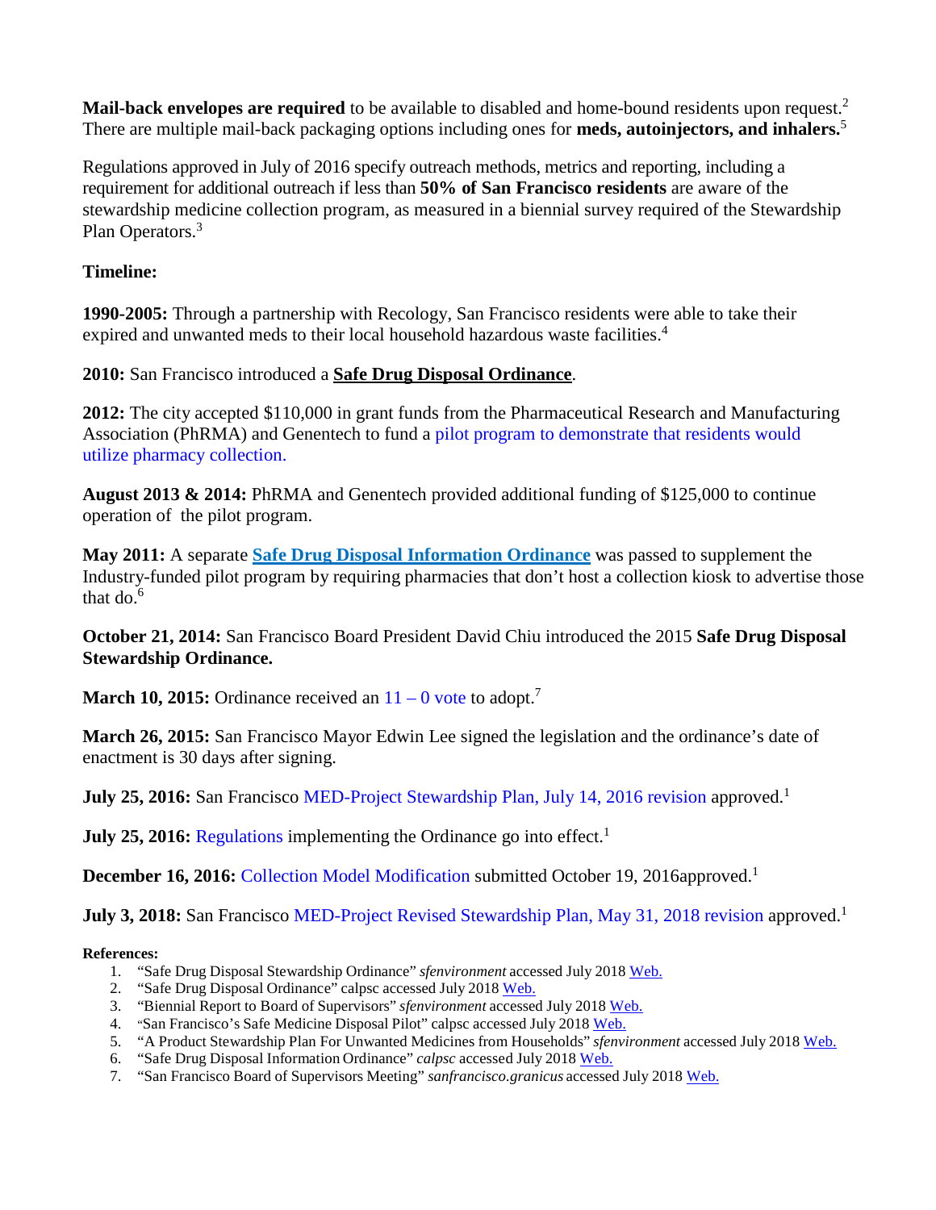**Mail-back envelopes are required** to be available to disabled and home-bound residents upon request.[2] There are multiple mail-back packaging options including ones for **meds, autoinjectors, and inhalers.**[5]

Regulations approved in July of 2016 specify outreach methods, metrics and reporting, including a requirement for additional outreach if less than **50% of San Francisco residents** are aware of the stewardship medicine collection program, as measured in a biennial survey required of the Stewardship Plan Operators.[3]

**Timeline:**

**1990-2005:** Through a partnership with Recology, San Francisco residents were able to take their expired and unwanted meds to their local household hazardous waste facilities.[4]

**2010:** San Francisco introduced a **Safe Drug Disposal Ordinance**.

**2012:** The city accepted $110,000 in grant funds from the Pharmaceutical Research and Manufacturing Association (PhRMA) and Genentech to fund a pilot program to demonstrate that residents would utilize pharmacy collection.

**August 2013 & 2014:** PhRMA and Genentech provided additional funding of $125,000 to continue operation of the pilot program.

**May 2011:** A separate **Safe Drug Disposal Information Ordinance** was passed to supplement the Industry-funded pilot program by requiring pharmacies that don't host a collection kiosk to advertise those that do.[6]

**October 21, 2014:** San Francisco Board President David Chiu introduced the 2015 **Safe Drug Disposal Stewardship Ordinance.**

**March 10, 2015:** Ordinance received an 11 – 0 vote to adopt.[7]

**March 26, 2015:** San Francisco Mayor Edwin Lee signed the legislation and the ordinance's date of enactment is 30 days after signing.

**July 25, 2016:** San Francisco MED-Project Stewardship Plan, July 14, 2016 revision approved.[1]

**July 25, 2016:** Regulations implementing the Ordinance go into effect.[1]

**December 16, 2016:** Collection Model Modification submitted October 19, 2016approved.[1]

**July 3, 2018:** San Francisco MED-Project Revised Stewardship Plan, May 31, 2018 revision approved.[1]

**References:**

1. "Safe Drug Disposal Stewardship Ordinance" *sfenvironment* accessed July 2018 Web.
2. "Safe Drug Disposal Ordinance" calpsc accessed July 2018 Web.
3. "Biennial Report to Board of Supervisors" *sfenvironment* accessed July 2018 Web.
4. "San Francisco's Safe Medicine Disposal Pilot" calpsc accessed July 2018 Web.
5. "A Product Stewardship Plan For Unwanted Medicines from Households" *sfenvironment* accessed July 2018 Web.
6. "Safe Drug Disposal Information Ordinance" *calpsc* accessed July 2018 Web.
7. "San Francisco Board of Supervisors Meeting" *sanfrancisco.granicus* accessed July 2018 Web.